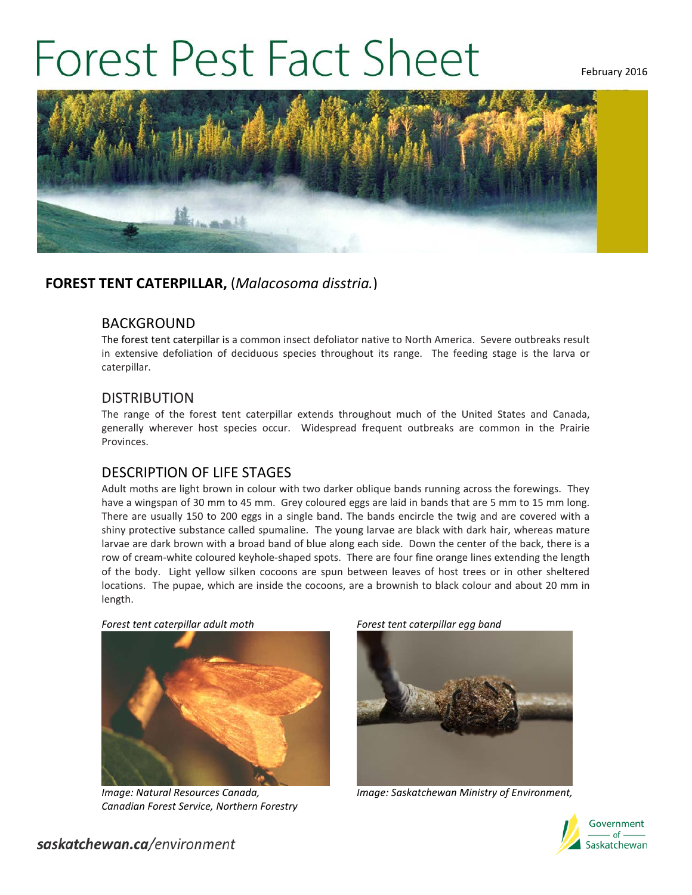# Forest Pest Fact Sheet

February 2016

## FOREST TENT CATERPILLAR, (*Malacosoma disstria.*)

### BACKGROUND

The forest tent caterpillar is a common insect defoliator native to North America. Severe outbreaks result in extensive defoliation of deciduous species throughout its range. The feeding stage is the larva or caterpillar.

### DISTRIBUTION

The range of the forest tent caterpillar extends throughout much of the United States and Canada, generally wherever host species occur. Widespread frequent outbreaks are common in the Prairie Provinces.

### DESCRIPTION OF LIFE STAGES

Adult moths are light brown in colour with two darker oblique bands running across the forewings. They have a wingspan of 30 mm to 45 mm. Grey coloured eggs are laid in bands that are 5 mm to 15 mm long. There are usually 150 to 200 eggs in a single band. The bands encircle the twig and are covered with a shiny protective substance called spumaline. The young larvae are black with dark hair, whereas mature larvae are dark brown with a broad band of blue along each side. Down the center of the back, there is a row of cream-white coloured keyhole-shaped spots. There are four fine orange lines extending the length of the body. Light yellow silken cocoons are spun between leaves of host trees or in other sheltered locations. The pupae, which are inside the cocoons, are a brownish to black colour and about 20 mm in length.

*Forest tent caterpillar adult moth*

*Image: Natural Resources Canada, Canadian Forest Service, Northern Forestry*

*Forest tent caterpillar egg band*

*Image: Saskatchewan Ministry of Environment,*

*saskatchewan.ca/environment*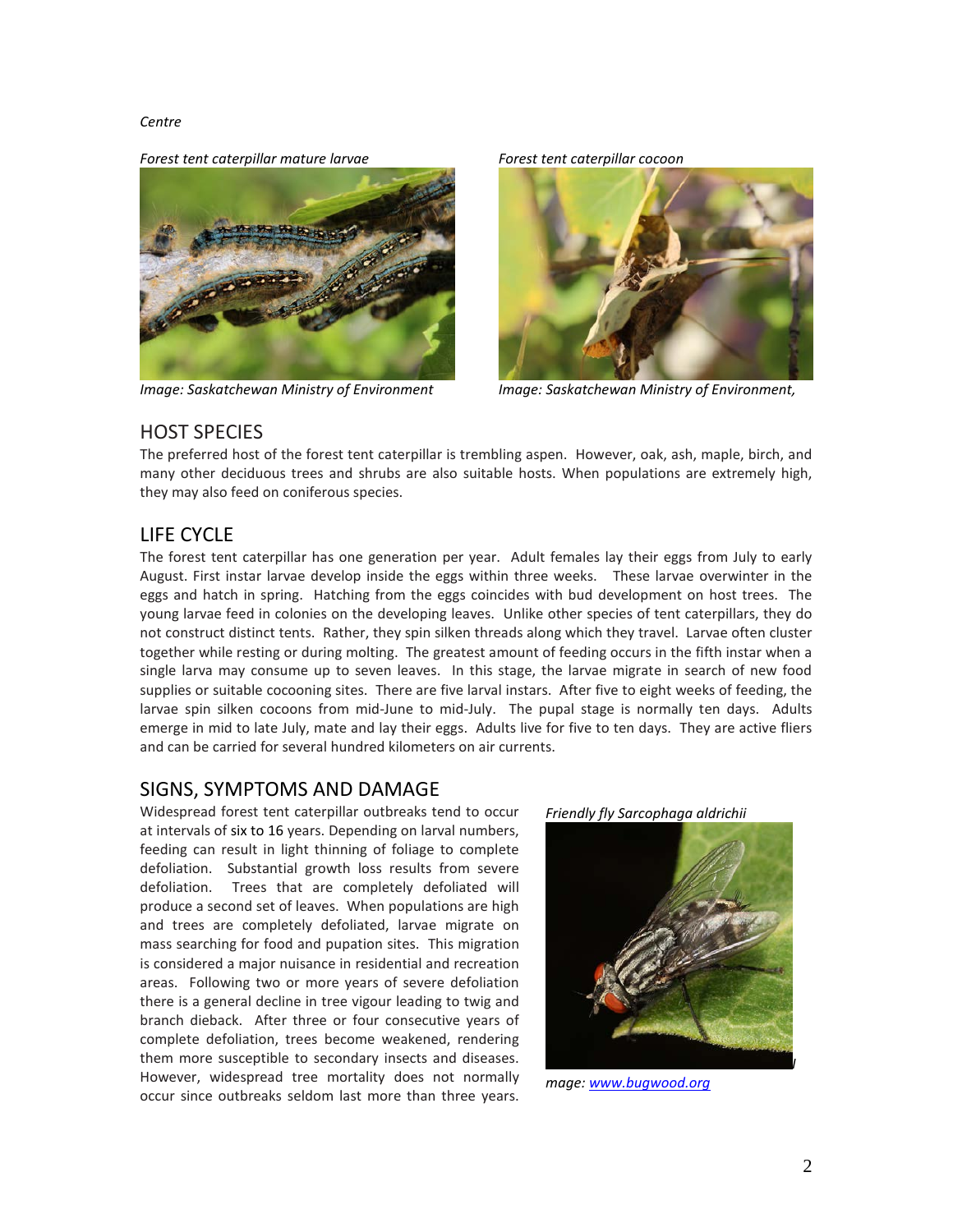*Centre*

*Forest tent caterpillar mature larvae*

*Image: Saskatchewan Ministry of Environment*

*Forest tent caterpillar cocoon*

*Image: Saskatchewan Ministry of Environment,*

## HOST SPECIES

The preferred host of the forest tent caterpillar is trembling aspen. However, oak, ash, maple, birch, and many other deciduous trees and shrubs are also suitable hosts. When populations are extremely high, they may also feed on coniferous species.

## LIFE CYCLE

The forest tent caterpillar has one generation per year. Adult females lay their eggs from July to early August. First instar larvae develop inside the eggs within three weeks. These larvae overwinter in the eggs and hatch in spring. Hatching from the eggs coincides with bud development on host trees. The young larvae feed in colonies on the developing leaves. Unlike other species of tent caterpillars, they do not construct distinct tents. Rather, they spin silken threads along which they travel. Larvae often cluster together while resting or during molting. The greatest amount of feeding occurs in the fifth instar when a single larva may consume up to seven leaves. In this stage, the larvae migrate in search of new food supplies or suitable cocooning sites. There are five larval instars. After five to eight weeks of feeding, the larvae spin silken cocoons from mid-June to mid-July. The pupal stage is normally ten days. Adults emerge in mid to late July, mate and lay their eggs. Adults live for five to ten days. They are active fliers and can be carried for several hundred kilometers on air currents.

## SIGNS, SYMPTOMS AND DAMAGE

Widespread forest tent caterpillar outbreaks tend to occur at intervals of six to 16 years. Depending on larval numbers, feeding can result in light thinning of foliage to complete defoliation. Substantial growth loss results from severe defoliation. Trees that are completely defoliated will produce a second set of leaves. When populations are high and trees are completely defoliated, larvae migrate on mass searching for food and pupation sites. This migration is considered a major nuisance in residential and recreation areas. Following two or more years of severe defoliation there is a general decline in tree vigour leading to twig and branch dieback. After three or four consecutive years of complete defoliation, trees become weakened, rendering them more susceptible to secondary insects and diseases. However, widespread tree mortality does not normally occur since outbreaks seldom last more than three years.

*Friendly fly Sarcophaga aldrichii*

*mage: www.bugwood.org*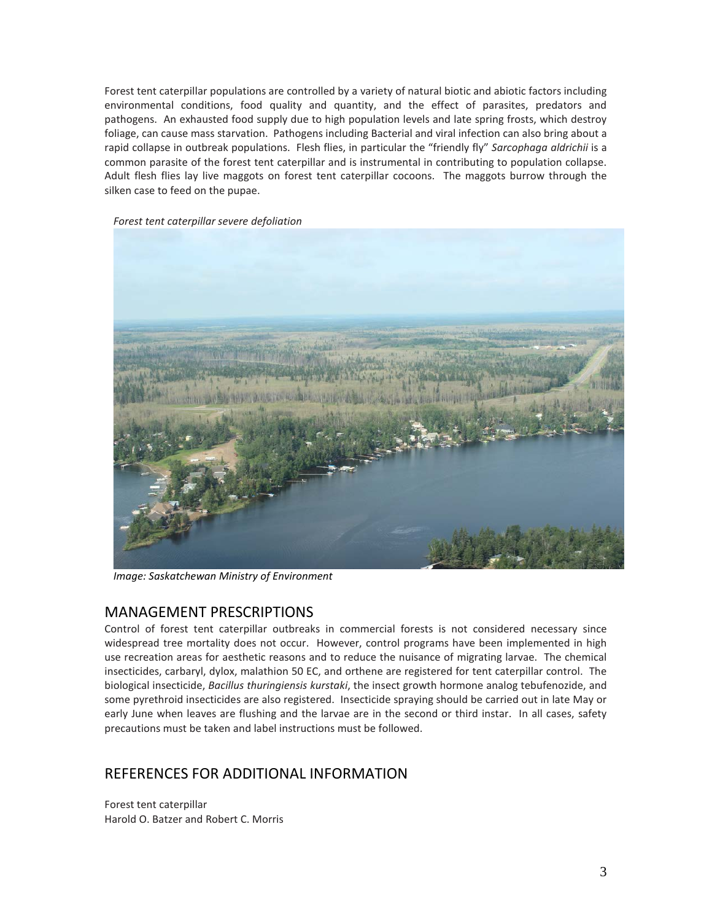Forest tent caterpillar populations are controlled by a variety of natural biotic and abiotic factors including environmental conditions, food quality and quantity, and the effect of parasites, predators and pathogens. An exhausted food supply due to high population levels and late spring frosts, which destroy foliage, can cause mass starvation. Pathogens including Bacterial and viral infection can also bring about a rapid collapse in outbreak populations. Flesh flies, in particular the "friendly fly" *Sarcophaga aldrichii* is a common parasite of the forest tent caterpillar and is instrumental in contributing to population collapse. Adult flesh flies lay live maggots on forest tent caterpillar cocoons. The maggots burrow through the silken case to feed on the pupae.

*Forest tent caterpillar severe defoliation*

*Image: Saskatchewan Ministry of Environment*

## MANAGEMENT PRESCRIPTIONS

Control of forest tent caterpillar outbreaks in commercial forests is not considered necessary since widespread tree mortality does not occur. However, control programs have been implemented in high use recreation areas for aesthetic reasons and to reduce the nuisance of migrating larvae. The chemical insecticides, carbaryl, dylox, malathion 50 EC, and orthene are registered for tent caterpillar control. The biological insecticide, *Bacillus thuringiensis kurstaki*, the insect growth hormone analog tebufenozide, and some pyrethroid insecticides are also registered. Insecticide spraying should be carried out in late May or early June when leaves are flushing and the larvae are in the second or third instar. In all cases, safety precautions must be taken and label instructions must be followed.

## REFERENCES FOR ADDITIONAL INFORMATION

Forest tent caterpillar
Harold O. Batzer and Robert C. Morris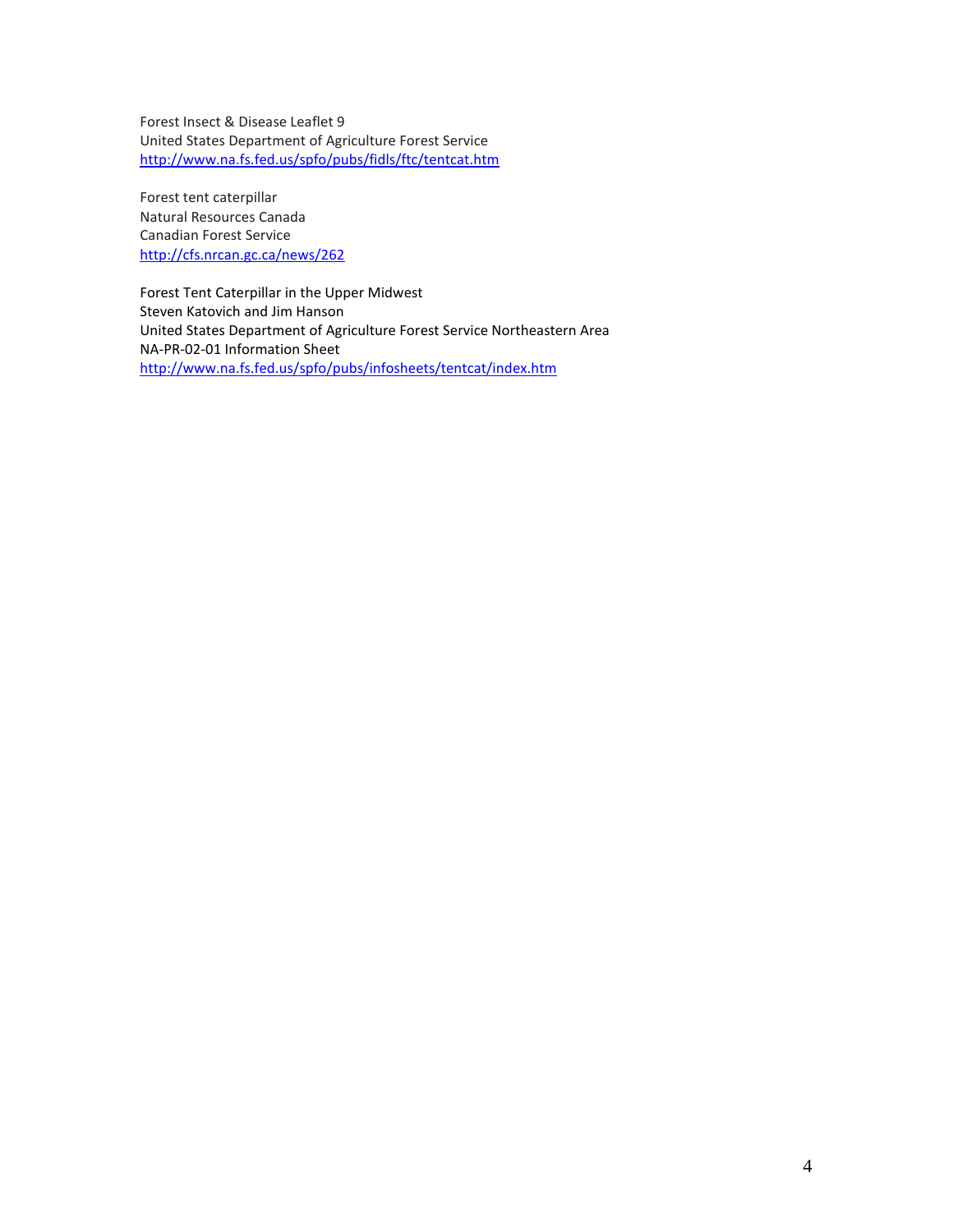Forest Insect & Disease Leaflet 9
United States Department of Agriculture Forest Service
http://www.na.fs.fed.us/spfo/pubs/fidls/ftc/tentcat.htm

Forest tent caterpillar
Natural Resources Canada
Canadian Forest Service
http://cfs.nrcan.gc.ca/news/262

Forest Tent Caterpillar in the Upper Midwest
Steven Katovich and Jim Hanson
United States Department of Agriculture Forest Service Northeastern Area
NA-PR-02-01 Information Sheet
http://www.na.fs.fed.us/spfo/pubs/infosheets/tentcat/index.htm